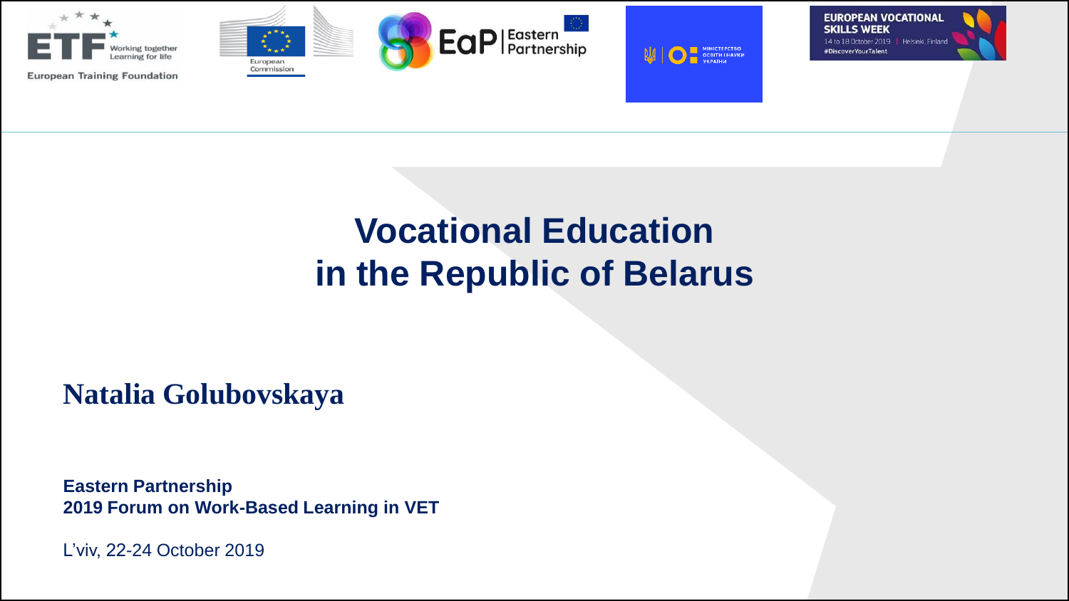# Vocational Education in the Republic of Belarus

**Natalia Golubovskaya**

**Eastern Partnership**
**2019 Forum on Work-Based Learning in VET**

L'viv, 22-24 October 2019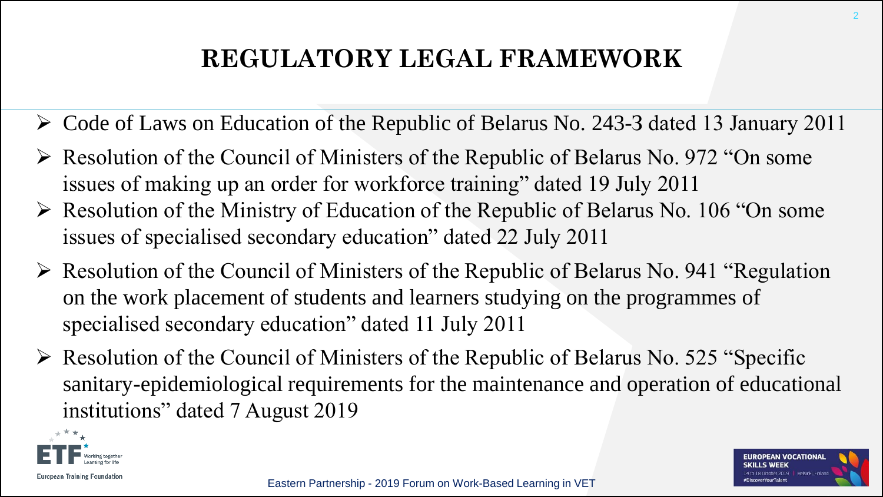# REGULATORY LEGAL FRAMEWORK

- Code of Laws on Education of the Republic of Belarus No. 243-3 dated 13 January 2011
- Resolution of the Council of Ministers of the Republic of Belarus No. 972 "On some issues of making up an order for workforce training" dated 19 July 2011
- Resolution of the Ministry of Education of the Republic of Belarus No. 106 "On some issues of specialised secondary education" dated 22 July 2011
- Resolution of the Council of Ministers of the Republic of Belarus No. 941 "Regulation on the work placement of students and learners studying on the programmes of specialised secondary education" dated 11 July 2011
- Resolution of the Council of Ministers of the Republic of Belarus No. 525 "Specific sanitary-epidemiological requirements for the maintenance and operation of educational institutions" dated 7 August 2019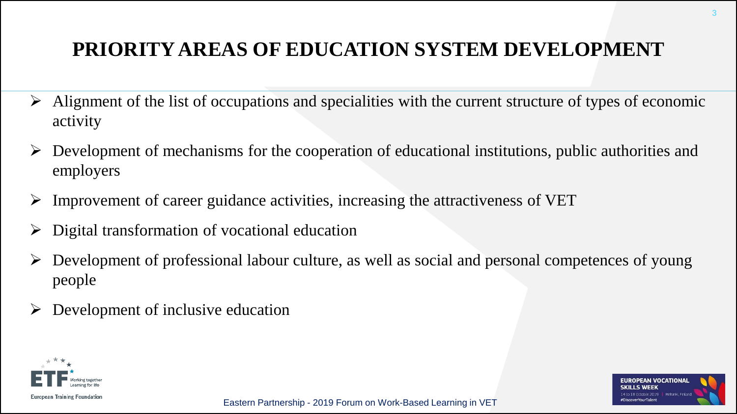# PRIORITY AREAS OF EDUCATION SYSTEM DEVELOPMENT

- Alignment of the list of occupations and specialities with the current structure of types of economic activity
- Development of mechanisms for the cooperation of educational institutions, public authorities and employers
- Improvement of career guidance activities, increasing the attractiveness of VET
- Digital transformation of vocational education
- Development of professional labour culture, as well as social and personal competences of young people
- Development of inclusive education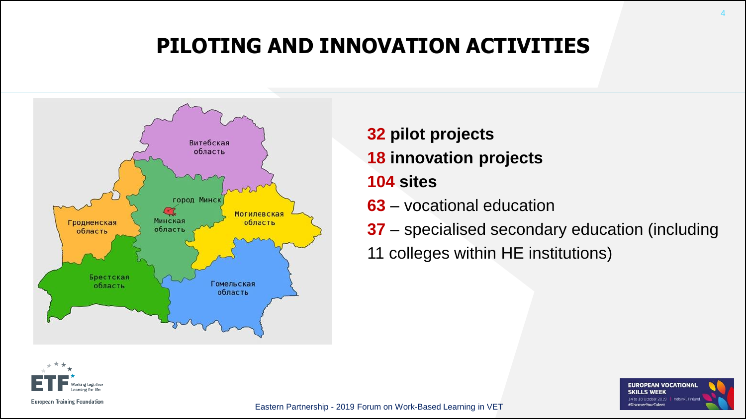# PILOTING AND INNOVATION ACTIVITIES

Витебская область

город Минск

Гродненская область

Минская область

Могилевская область

Брестская область

Гомельская область

**32 pilot projects**

**18 innovation projects**

**104 sites**

**63** – vocational education

**37** – specialised secondary education (including 11 colleges within HE institutions)